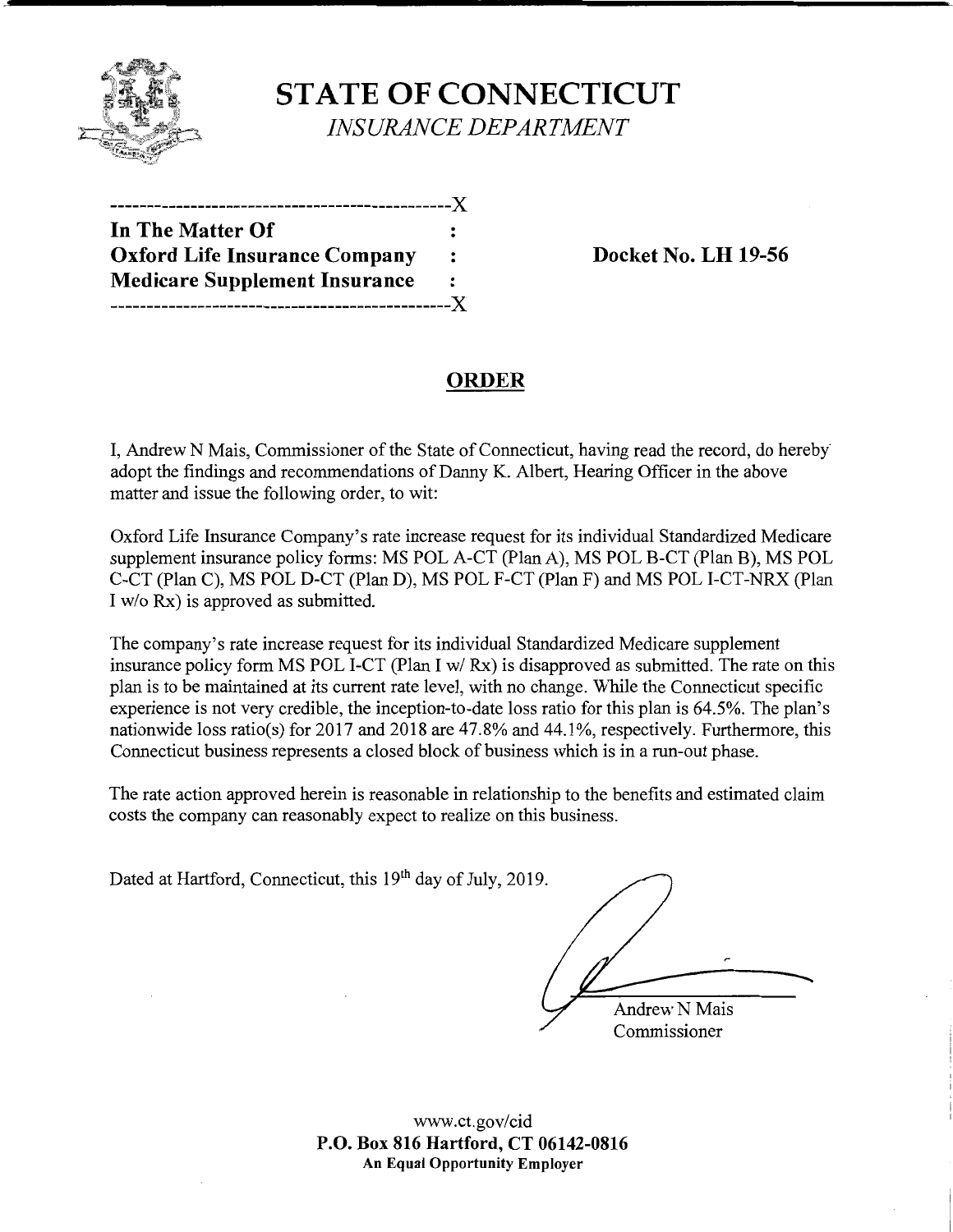# STATE OF CONNECTICUT

*INSURANCE DEPARTMENT*

---------------------------------------------X

**In The Matter Of** :
**Oxford Life Insurance Company** : **Docket No. LH 19-56**
**Medicare Supplement Insurance** :

---------------------------------------------X

## ORDER

I, Andrew N Mais, Commissioner of the State of Connecticut, having read the record, do hereby adopt the findings and recommendations of Danny K. Albert, Hearing Officer in the above matter and issue the following order, to wit:

Oxford Life Insurance Company's rate increase request for its individual Standardized Medicare supplement insurance policy forms: MS POL A-CT (Plan A), MS POL B-CT (Plan B), MS POL C-CT (Plan C), MS POL D-CT (Plan D), MS POL F-CT (Plan F) and MS POL I-CT-NRX (Plan I w/o Rx) is approved as submitted.

The company's rate increase request for its individual Standardized Medicare supplement insurance policy form MS POL I-CT (Plan I w/ Rx) is disapproved as submitted. The rate on this plan is to be maintained at its current rate level, with no change. While the Connecticut specific experience is not very credible, the inception-to-date loss ratio for this plan is 64.5%. The plan's nationwide loss ratio(s) for 2017 and 2018 are 47.8% and 44.1%, respectively. Furthermore, this Connecticut business represents a closed block of business which is in a run-out phase.

The rate action approved herein is reasonable in relationship to the benefits and estimated claim costs the company can reasonably expect to realize on this business.

Dated at Hartford, Connecticut, this 19th day of July, 2019.

Andrew N Mais
Commissioner

www.ct.gov/cid
**P.O. Box 816 Hartford, CT 06142-0816**
**An Equal Opportunity Employer**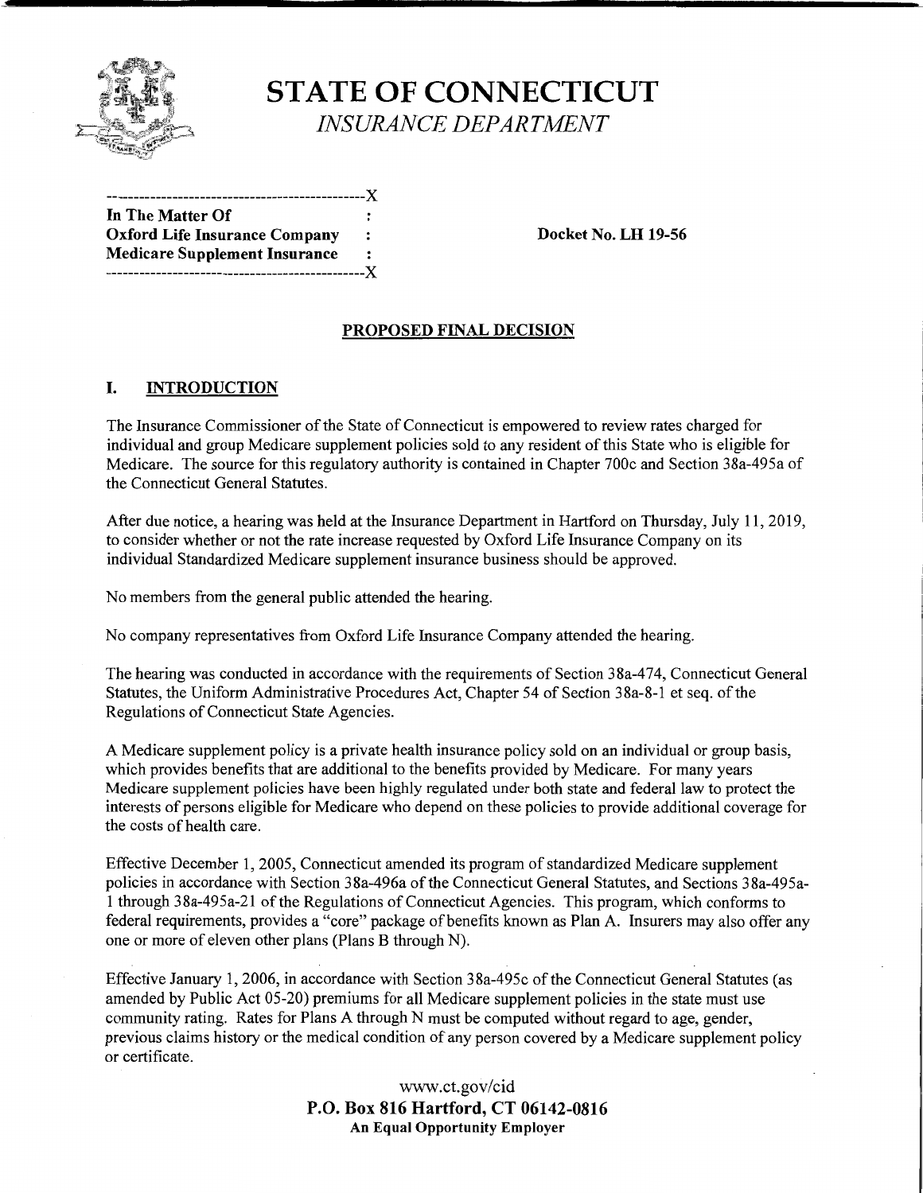**STATE OF CONNECTICUT**

*INSURANCE DEPARTMENT*

```
----------------------------------------------X
In The Matter Of                              :
Oxford Life Insurance Company                 :
Medicare Supplement Insurance                 :
----------------------------------------------X
```

**In The Matter Of**
**Oxford Life Insurance Company**
**Medicare Supplement Insurance**

**Docket No. LH 19-56**

## PROPOSED FINAL DECISION

## I. INTRODUCTION

The Insurance Commissioner of the State of Connecticut is empowered to review rates charged for individual and group Medicare supplement policies sold to any resident of this State who is eligible for Medicare. The source for this regulatory authority is contained in Chapter 700c and Section 38a-495a of the Connecticut General Statutes.

After due notice, a hearing was held at the Insurance Department in Hartford on Thursday, July 11, 2019, to consider whether or not the rate increase requested by Oxford Life Insurance Company on its individual Standardized Medicare supplement insurance business should be approved.

No members from the general public attended the hearing.

No company representatives from Oxford Life Insurance Company attended the hearing.

The hearing was conducted in accordance with the requirements of Section 38a-474, Connecticut General Statutes, the Uniform Administrative Procedures Act, Chapter 54 of Section 38a-8-1 et seq. of the Regulations of Connecticut State Agencies.

A Medicare supplement policy is a private health insurance policy sold on an individual or group basis, which provides benefits that are additional to the benefits provided by Medicare. For many years Medicare supplement policies have been highly regulated under both state and federal law to protect the interests of persons eligible for Medicare who depend on these policies to provide additional coverage for the costs of health care.

Effective December 1, 2005, Connecticut amended its program of standardized Medicare supplement policies in accordance with Section 38a-496a of the Connecticut General Statutes, and Sections 38a-495a-1 through 38a-495a-21 of the Regulations of Connecticut Agencies. This program, which conforms to federal requirements, provides a "core" package of benefits known as Plan A. Insurers may also offer any one or more of eleven other plans (Plans B through N).

Effective January 1, 2006, in accordance with Section 38a-495c of the Connecticut General Statutes (as amended by Public Act 05-20) premiums for all Medicare supplement policies in the state must use community rating. Rates for Plans A through N must be computed without regard to age, gender, previous claims history or the medical condition of any person covered by a Medicare supplement policy or certificate.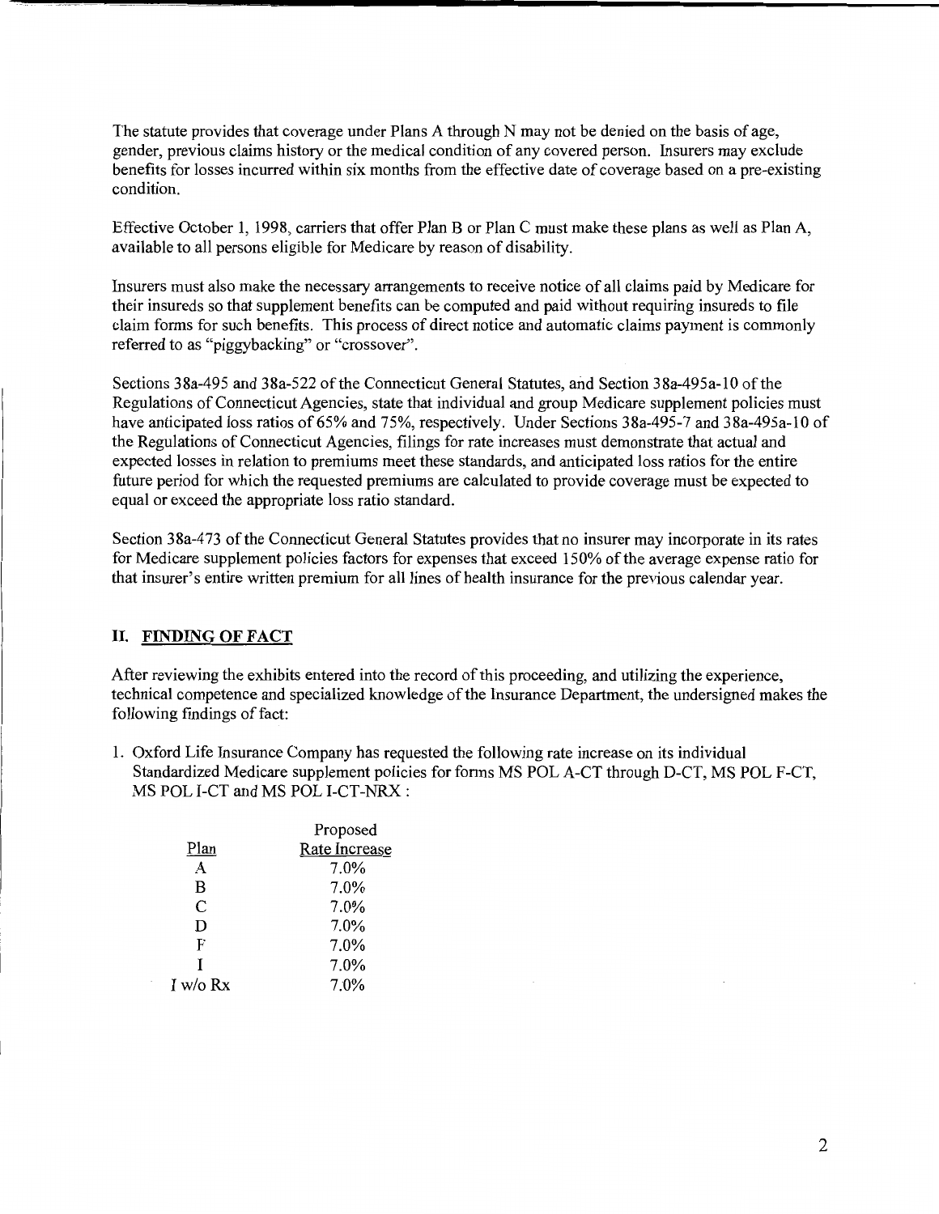The statute provides that coverage under Plans A through N may not be denied on the basis of age, gender, previous claims history or the medical condition of any covered person. Insurers may exclude benefits for losses incurred within six months from the effective date of coverage based on a pre-existing condition.

Effective October 1, 1998, carriers that offer Plan B or Plan C must make these plans as well as Plan A, available to all persons eligible for Medicare by reason of disability.

Insurers must also make the necessary arrangements to receive notice of all claims paid by Medicare for their insureds so that supplement benefits can be computed and paid without requiring insureds to file claim forms for such benefits. This process of direct notice and automatic claims payment is commonly referred to as "piggybacking" or "crossover".

Sections 38a-495 and 38a-522 of the Connecticut General Statutes, and Section 38a-495a-10 of the Regulations of Connecticut Agencies, state that individual and group Medicare supplement policies must have anticipated loss ratios of 65% and 75%, respectively. Under Sections 38a-495-7 and 38a-495a-10 of the Regulations of Connecticut Agencies, filings for rate increases must demonstrate that actual and expected losses in relation to premiums meet these standards, and anticipated loss ratios for the entire future period for which the requested premiums are calculated to provide coverage must be expected to equal or exceed the appropriate loss ratio standard.

Section 38a-473 of the Connecticut General Statutes provides that no insurer may incorporate in its rates for Medicare supplement policies factors for expenses that exceed 150% of the average expense ratio for that insurer's entire written premium for all lines of health insurance for the previous calendar year.

## II. FINDING OF FACT

After reviewing the exhibits entered into the record of this proceeding, and utilizing the experience, technical competence and specialized knowledge of the Insurance Department, the undersigned makes the following findings of fact:

1. Oxford Life Insurance Company has requested the following rate increase on its individual Standardized Medicare supplement policies for forms MS POL A-CT through D-CT, MS POL F-CT, MS POL I-CT and MS POL I-CT-NRX :

| Plan | Proposed Rate Increase |
|---|---|
| A | 7.0% |
| B | 7.0% |
| C | 7.0% |
| D | 7.0% |
| F | 7.0% |
| I | 7.0% |
| I w/o Rx | 7.0% |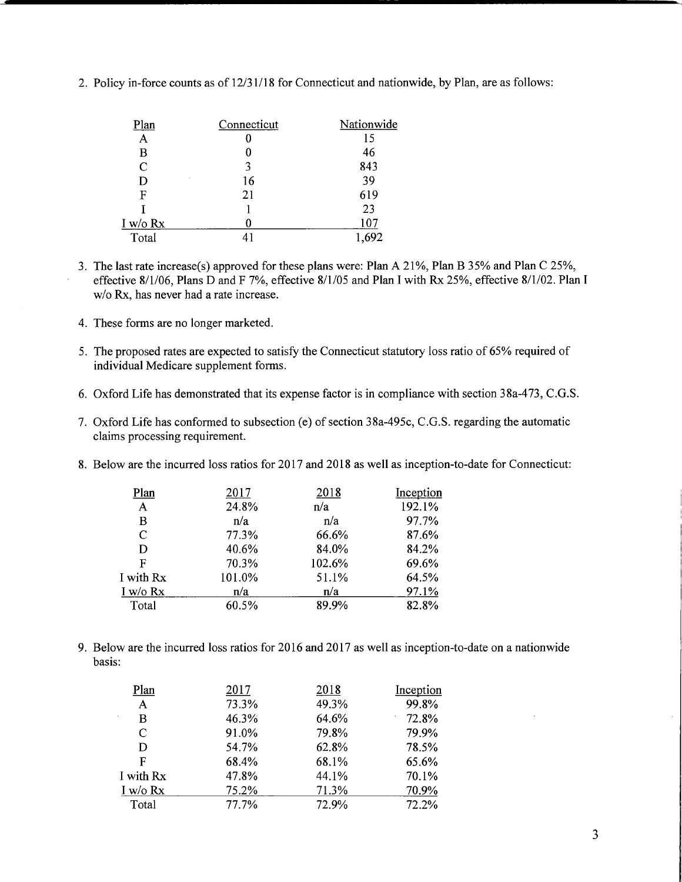2. Policy in-force counts as of 12/31/18 for Connecticut and nationwide, by Plan, are as follows:

| Plan | Connecticut | Nationwide |
|---|---|---|
| A | 0 | 15 |
| B | 0 | 46 |
| C | 3 | 843 |
| D | 16 | 39 |
| F | 21 | 619 |
| I | 1 | 23 |
| I w/o Rx | 0 | 107 |
| Total | 41 | 1,692 |

3. The last rate increase(s) approved for these plans were: Plan A 21%, Plan B 35% and Plan C 25%, effective 8/1/06, Plans D and F 7%, effective 8/1/05 and Plan I with Rx 25%, effective 8/1/02. Plan I w/o Rx, has never had a rate increase.

4. These forms are no longer marketed.

5. The proposed rates are expected to satisfy the Connecticut statutory loss ratio of 65% required of individual Medicare supplement forms.

6. Oxford Life has demonstrated that its expense factor is in compliance with section 38a-473, C.G.S.

7. Oxford Life has conformed to subsection (e) of section 38a-495c, C.G.S. regarding the automatic claims processing requirement.

8. Below are the incurred loss ratios for 2017 and 2018 as well as inception-to-date for Connecticut:

| Plan | 2017 | 2018 | Inception |
|---|---|---|---|
| A | 24.8% | n/a | 192.1% |
| B | n/a | n/a | 97.7% |
| C | 77.3% | 66.6% | 87.6% |
| D | 40.6% | 84.0% | 84.2% |
| F | 70.3% | 102.6% | 69.6% |
| I with Rx | 101.0% | 51.1% | 64.5% |
| I w/o Rx | n/a | n/a | 97.1% |
| Total | 60.5% | 89.9% | 82.8% |

9. Below are the incurred loss ratios for 2016 and 2017 as well as inception-to-date on a nationwide basis:

| Plan | 2017 | 2018 | Inception |
|---|---|---|---|
| A | 73.3% | 49.3% | 99.8% |
| B | 46.3% | 64.6% | 72.8% |
| C | 91.0% | 79.8% | 79.9% |
| D | 54.7% | 62.8% | 78.5% |
| F | 68.4% | 68.1% | 65.6% |
| I with Rx | 47.8% | 44.1% | 70.1% |
| I w/o Rx | 75.2% | 71.3% | 70.9% |
| Total | 77.7% | 72.9% | 72.2% |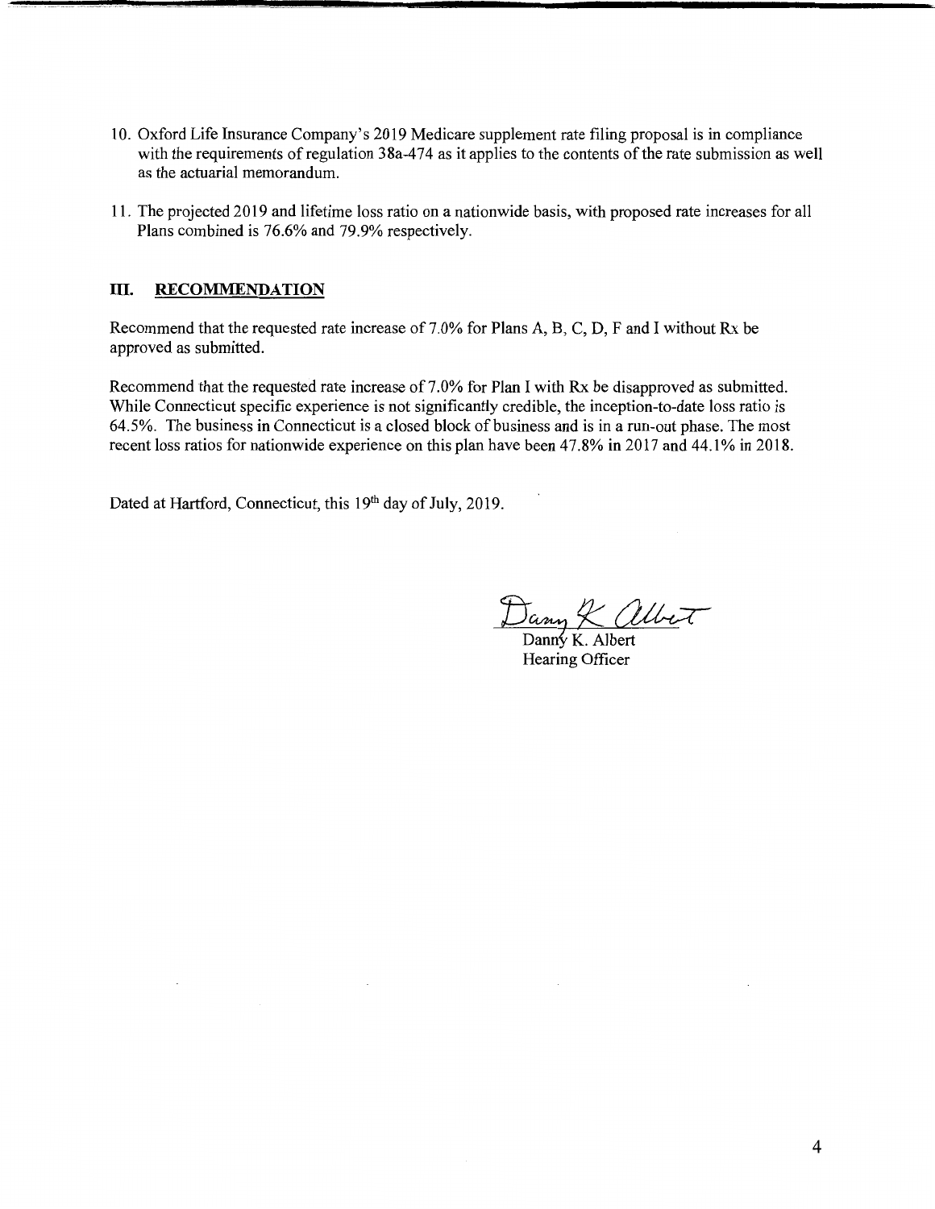10. Oxford Life Insurance Company's 2019 Medicare supplement rate filing proposal is in compliance with the requirements of regulation 38a-474 as it applies to the contents of the rate submission as well as the actuarial memorandum.

11. The projected 2019 and lifetime loss ratio on a nationwide basis, with proposed rate increases for all Plans combined is 76.6% and 79.9% respectively.

## III. RECOMMENDATION

Recommend that the requested rate increase of 7.0% for Plans A, B, C, D, F and I without Rx be approved as submitted.

Recommend that the requested rate increase of 7.0% for Plan I with Rx be disapproved as submitted. While Connecticut specific experience is not significantly credible, the inception-to-date loss ratio is 64.5%. The business in Connecticut is a closed block of business and is in a run-out phase. The most recent loss ratios for nationwide experience on this plan have been 47.8% in 2017 and 44.1% in 2018.

Dated at Hartford, Connecticut, this 19th day of July, 2019.

Danny K. Albert
Hearing Officer